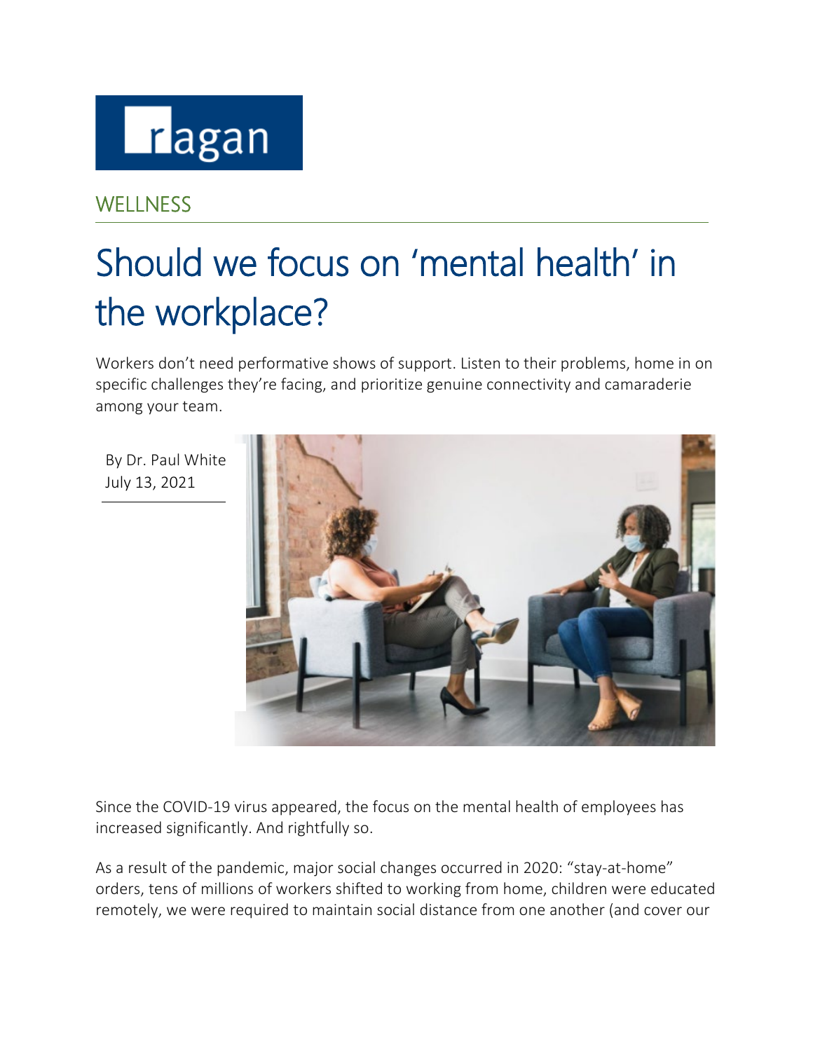ragan

WELLNESS

# Should we focus on 'mental health' in the workplace?

Workers don't need performative shows of support. Listen to their problems, home in on specific challenges they're facing, and prioritize genuine connectivity and camaraderie among your team.

By Dr. Paul White
July 13, 2021

Since the COVID-19 virus appeared, the focus on the mental health of employees has increased significantly. And rightfully so.

As a result of the pandemic, major social changes occurred in 2020: "stay-at-home" orders, tens of millions of workers shifted to working from home, children were educated remotely, we were required to maintain social distance from one another (and cover our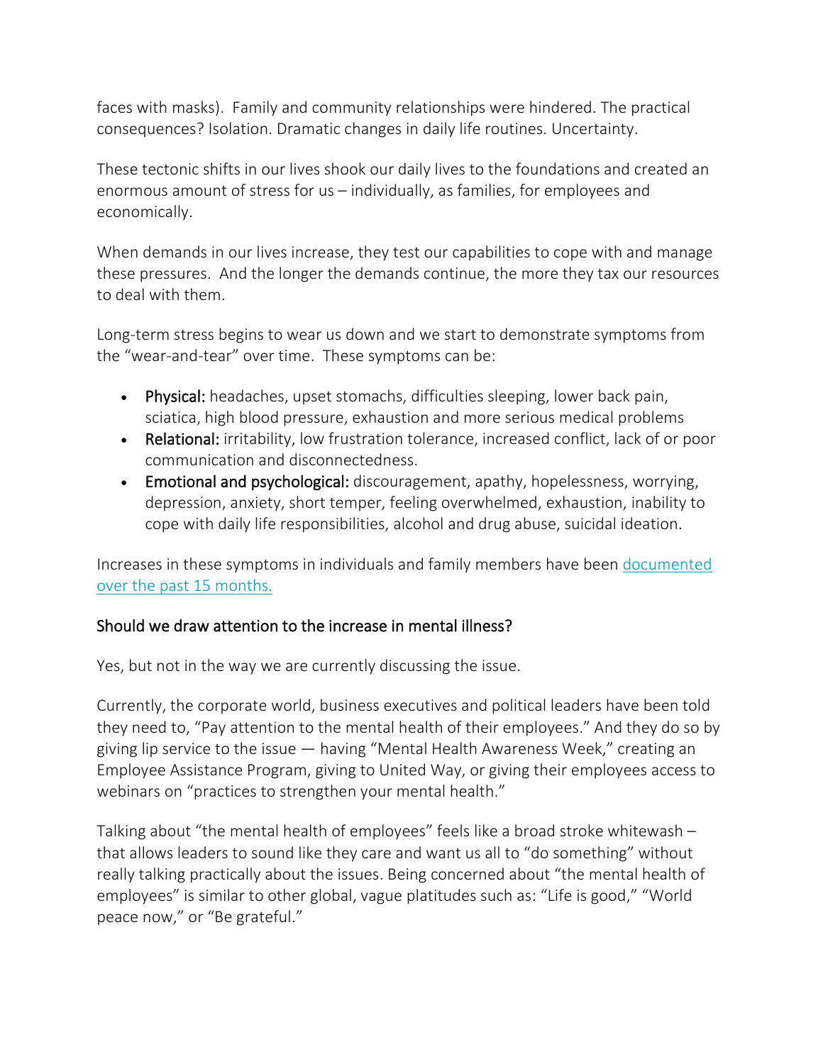faces with masks). Family and community relationships were hindered. The practical consequences? Isolation. Dramatic changes in daily life routines. Uncertainty.

These tectonic shifts in our lives shook our daily lives to the foundations and created an enormous amount of stress for us – individually, as families, for employees and economically.

When demands in our lives increase, they test our capabilities to cope with and manage these pressures. And the longer the demands continue, the more they tax our resources to deal with them.

Long-term stress begins to wear us down and we start to demonstrate symptoms from the "wear-and-tear" over time. These symptoms can be:

- **Physical:** headaches, upset stomachs, difficulties sleeping, lower back pain, sciatica, high blood pressure, exhaustion and more serious medical problems
- **Relational:** irritability, low frustration tolerance, increased conflict, lack of or poor communication and disconnectedness.
- **Emotional and psychological:** discouragement, apathy, hopelessness, worrying, depression, anxiety, short temper, feeling overwhelmed, exhaustion, inability to cope with daily life responsibilities, alcohol and drug abuse, suicidal ideation.

Increases in these symptoms in individuals and family members have been documented over the past 15 months.

### Should we draw attention to the increase in mental illness?

Yes, but not in the way we are currently discussing the issue.

Currently, the corporate world, business executives and political leaders have been told they need to, "Pay attention to the mental health of their employees." And they do so by giving lip service to the issue — having "Mental Health Awareness Week," creating an Employee Assistance Program, giving to United Way, or giving their employees access to webinars on "practices to strengthen your mental health."

Talking about "the mental health of employees" feels like a broad stroke whitewash – that allows leaders to sound like they care and want us all to "do something" without really talking practically about the issues. Being concerned about "the mental health of employees" is similar to other global, vague platitudes such as: "Life is good," "World peace now," or "Be grateful."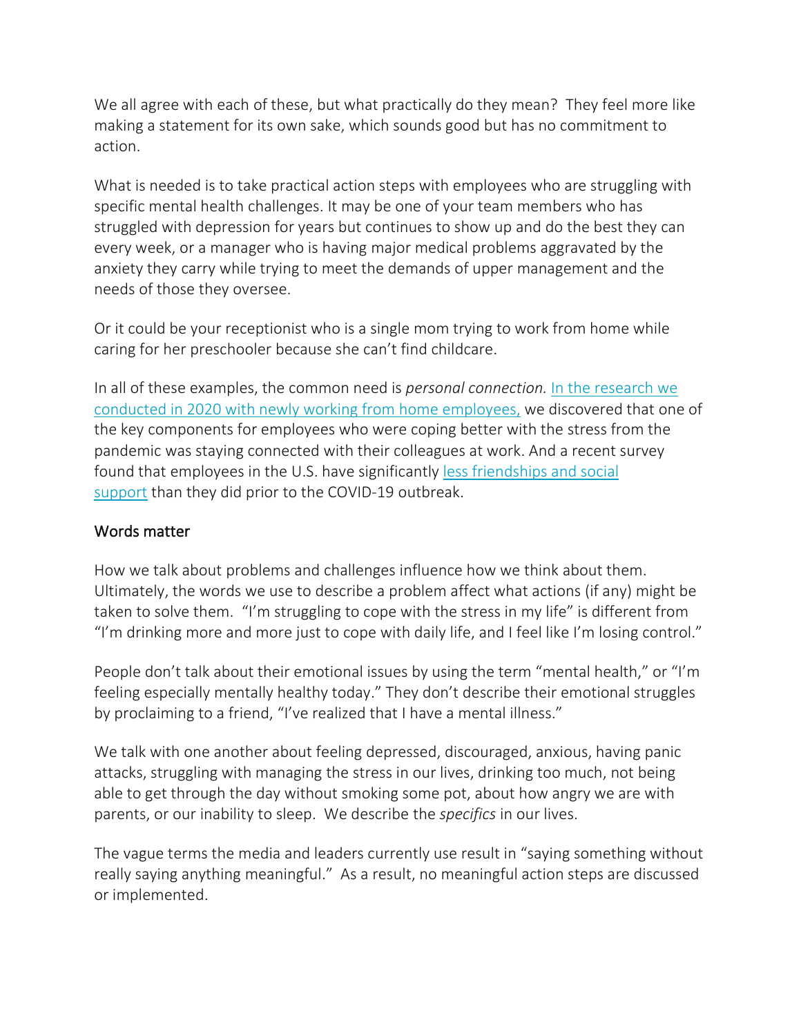We all agree with each of these, but what practically do they mean? They feel more like making a statement for its own sake, which sounds good but has no commitment to action.

What is needed is to take practical action steps with employees who are struggling with specific mental health challenges. It may be one of your team members who has struggled with depression for years but continues to show up and do the best they can every week, or a manager who is having major medical problems aggravated by the anxiety they carry while trying to meet the demands of upper management and the needs of those they oversee.

Or it could be your receptionist who is a single mom trying to work from home while caring for her preschooler because she can't find childcare.

In all of these examples, the common need is *personal connection.* In the research we conducted in 2020 with newly working from home employees, we discovered that one of the key components for employees who were coping better with the stress from the pandemic was staying connected with their colleagues at work. And a recent survey found that employees in the U.S. have significantly less friendships and social support than they did prior to the COVID-19 outbreak.

## Words matter

How we talk about problems and challenges influence how we think about them. Ultimately, the words we use to describe a problem affect what actions (if any) might be taken to solve them. "I'm struggling to cope with the stress in my life" is different from "I'm drinking more and more just to cope with daily life, and I feel like I'm losing control."

People don't talk about their emotional issues by using the term "mental health," or "I'm feeling especially mentally healthy today." They don't describe their emotional struggles by proclaiming to a friend, "I've realized that I have a mental illness."

We talk with one another about feeling depressed, discouraged, anxious, having panic attacks, struggling with managing the stress in our lives, drinking too much, not being able to get through the day without smoking some pot, about how angry we are with parents, or our inability to sleep. We describe the *specifics* in our lives.

The vague terms the media and leaders currently use result in "saying something without really saying anything meaningful." As a result, no meaningful action steps are discussed or implemented.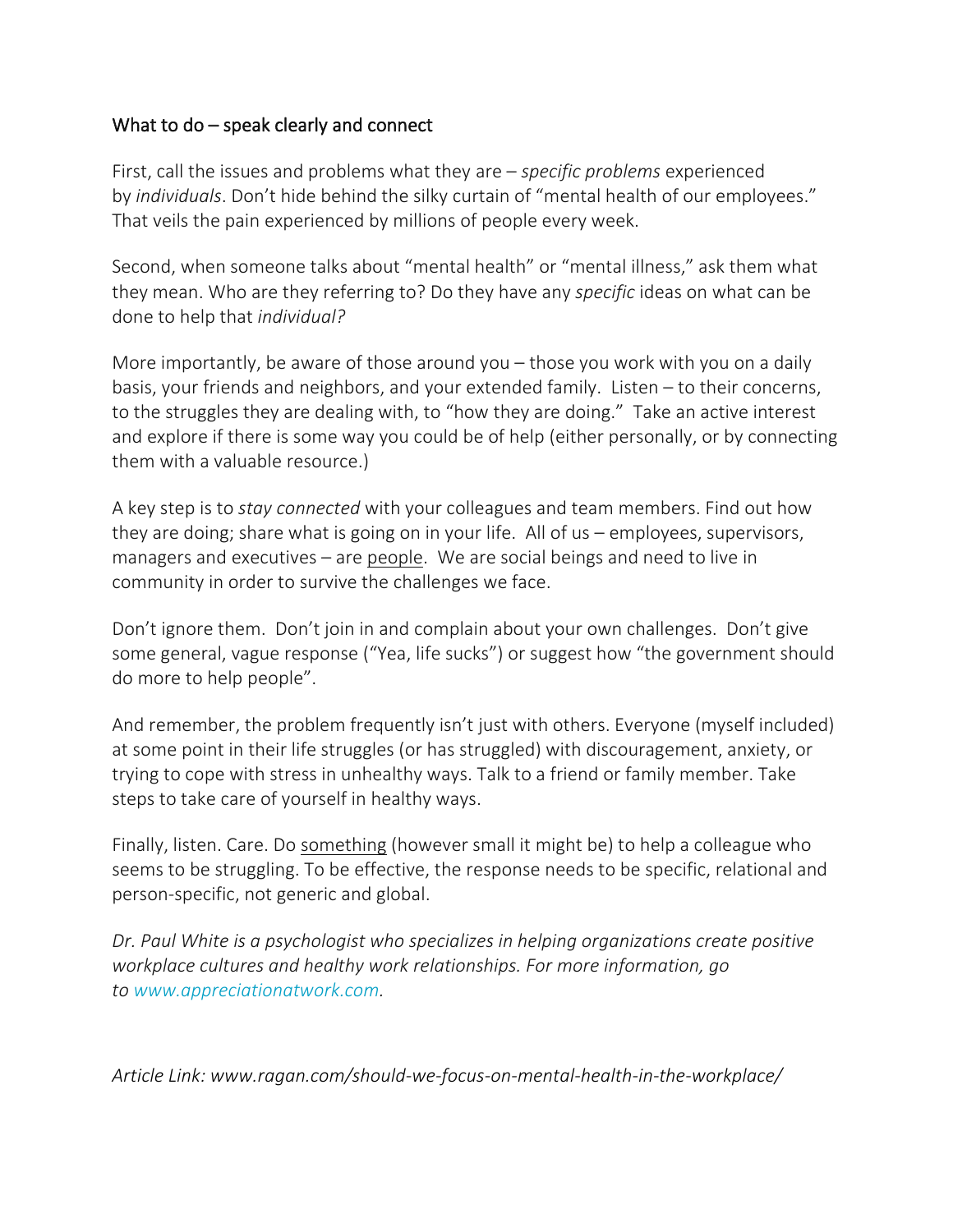## What to do – speak clearly and connect

First, call the issues and problems what they are – *specific problems* experienced by *individuals*. Don't hide behind the silky curtain of "mental health of our employees." That veils the pain experienced by millions of people every week.

Second, when someone talks about "mental health" or "mental illness," ask them what they mean. Who are they referring to? Do they have any *specific* ideas on what can be done to help that *individual?*

More importantly, be aware of those around you – those you work with you on a daily basis, your friends and neighbors, and your extended family. Listen – to their concerns, to the struggles they are dealing with, to "how they are doing." Take an active interest and explore if there is some way you could be of help (either personally, or by connecting them with a valuable resource.)

A key step is to *stay connected* with your colleagues and team members. Find out how they are doing; share what is going on in your life. All of us – employees, supervisors, managers and executives – are <u>people</u>. We are social beings and need to live in community in order to survive the challenges we face.

Don't ignore them. Don't join in and complain about your own challenges. Don't give some general, vague response ("Yea, life sucks") or suggest how "the government should do more to help people".

And remember, the problem frequently isn't just with others. Everyone (myself included) at some point in their life struggles (or has struggled) with discouragement, anxiety, or trying to cope with stress in unhealthy ways. Talk to a friend or family member. Take steps to take care of yourself in healthy ways.

Finally, listen. Care. Do <u>something</u> (however small it might be) to help a colleague who seems to be struggling. To be effective, the response needs to be specific, relational and person-specific, not generic and global.

*Dr. Paul White is a psychologist who specializes in helping organizations create positive workplace cultures and healthy work relationships. For more information, go to [www.appreciationatwork.com](http://www.appreciationatwork.com).*

*Article Link: www.ragan.com/should-we-focus-on-mental-health-in-the-workplace/*